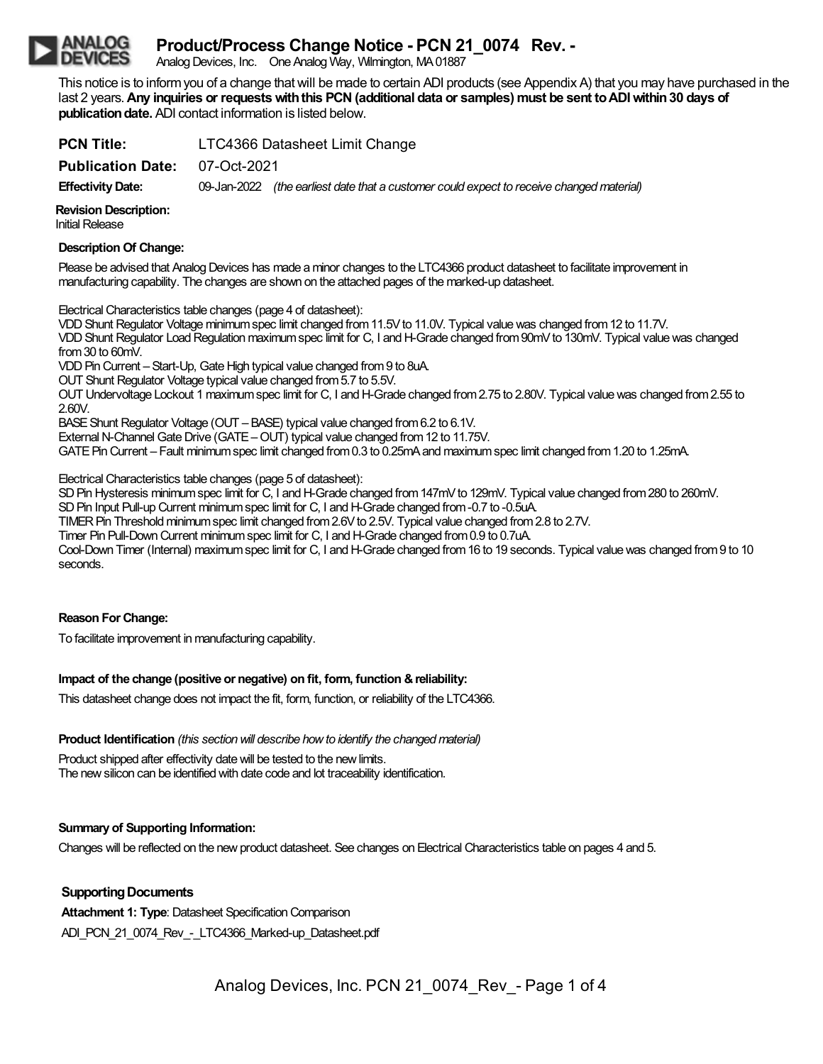# Product/Process Change Notice - PCN 21_0074 Rev. -

Analog Devices, Inc. One Analog Way, Wilmington, MA 01887

This notice is to inform you of a change that will be made to certain ADI products (see Appendix A) that you may have purchased in the last 2 years. **Any inquiries or requests with this PCN (additional data or samples) must be sent to ADI within 30 days of publication date.** ADI contact information is listed below.

**PCN Title:** LTC4366 Datasheet Limit Change

**Publication Date:** 07-Oct-2021

**Effectivity Date:** 09-Jan-2022 *(the earliest date that a customer could expect to receive changed material)*

**Revision Description:**
Initial Release

**Description Of Change:**

Please be advised that Analog Devices has made a minor changes to the LTC4366 product datasheet to facilitate improvement in manufacturing capability. The changes are shown on the attached pages of the marked-up datasheet.

Electrical Characteristics table changes (page 4 of datasheet):
VDD Shunt Regulator Voltage minimum spec limit changed from 11.5V to 11.0V. Typical value was changed from 12 to 11.7V.
VDD Shunt Regulator Load Regulation maximum spec limit for C, I and H-Grade changed from 90mV to 130mV. Typical value was changed from 30 to 60mV.
VDD Pin Current – Start-Up, Gate High typical value changed from 9 to 8uA.
OUT Shunt Regulator Voltage typical value changed from 5.7 to 5.5V.
OUT Undervoltage Lockout 1 maximum spec limit for C, I and H-Grade changed from 2.75 to 2.80V. Typical value was changed from 2.55 to 2.60V.
BASE Shunt Regulator Voltage (OUT – BASE) typical value changed from 6.2 to 6.1V.
External N-Channel Gate Drive (GATE – OUT) typical value changed from 12 to 11.75V.
GATE Pin Current – Fault minimum spec limit changed from 0.3 to 0.25mA and maximum spec limit changed from 1.20 to 1.25mA.

Electrical Characteristics table changes (page 5 of datasheet):
SD Pin Hysteresis minimum spec limit for C, I and H-Grade changed from 147mV to 129mV. Typical value changed from 280 to 260mV.
SD Pin Input Pull-up Current minimum spec limit for C, I and H-Grade changed from -0.7 to -0.5uA.
TIMER Pin Threshold minimum spec limit changed from 2.6V to 2.5V. Typical value changed from 2.8 to 2.7V.
Timer Pin Pull-Down Current minimum spec limit for C, I and H-Grade changed from 0.9 to 0.7uA.
Cool-Down Timer (Internal) maximum spec limit for C, I and H-Grade changed from 16 to 19 seconds. Typical value was changed from 9 to 10 seconds.

**Reason For Change:**

To facilitate improvement in manufacturing capability.

**Impact of the change (positive or negative) on fit, form, function & reliability:**

This datasheet change does not impact the fit, form, function, or reliability of the LTC4366.

**Product Identification** *(this section will describe how to identify the changed material)*

Product shipped after effectivity date will be tested to the new limits.
The new silicon can be identified with date code and lot traceability identification.

**Summary of Supporting Information:**

Changes will be reflected on the new product datasheet. See changes on Electrical Characteristics table on pages 4 and 5.

**Supporting Documents**

**Attachment 1: Type**: Datasheet Specification Comparison
ADI_PCN_21_0074_Rev_-_LTC4366_Marked-up_Datasheet.pdf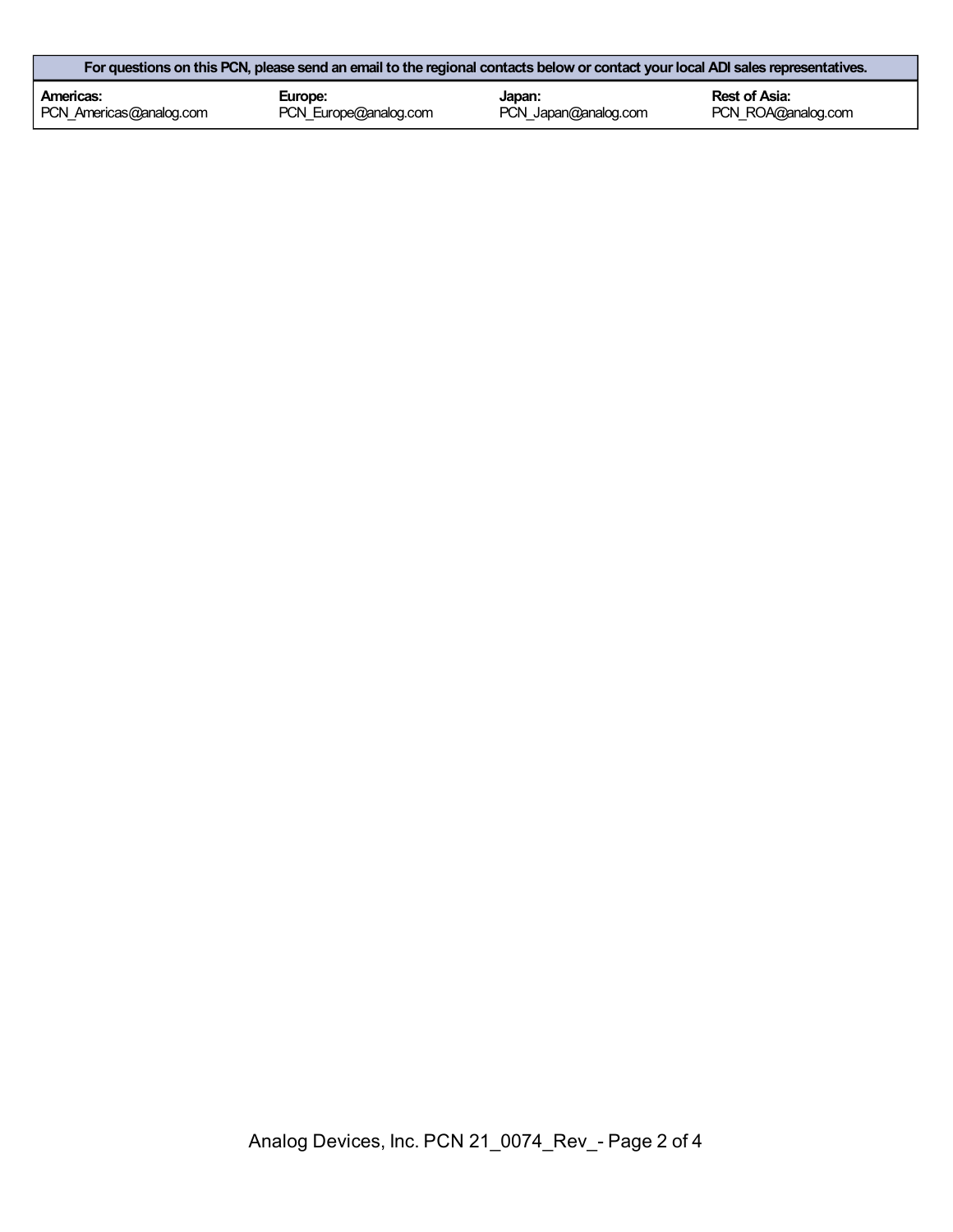| For questions on this PCN, please send an email to the regional contacts below or contact your local ADI sales representatives. | | | |
|---|---|---|---|
| **Americas:** PCN_Americas@analog.com | **Europe:** PCN_Europe@analog.com | **Japan:** PCN_Japan@analog.com | **Rest of Asia:** PCN_ROA@analog.com |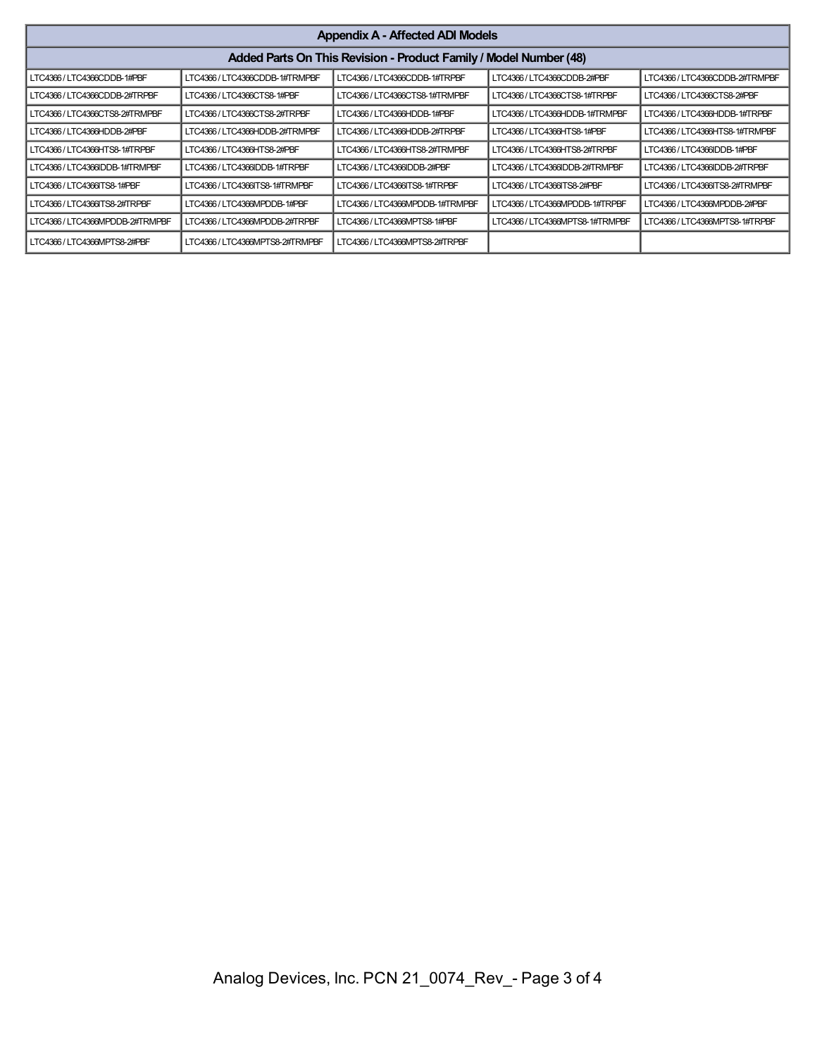| Appendix A - Affected ADI Models | | | | |
|---|---|---|---|---|
| **Added Parts On This Revision - Product Family / Model Number (48)** | | | | |
| LTC4366 / LTC4366CDDB-1#PBF | LTC4366 / LTC4366CDDB-1#TRMPBF | LTC4366 / LTC4366CDDB-1#TRPBF | LTC4366 / LTC4366CDDB-2#PBF | LTC4366 / LTC4366CDDB-2#TRMPBF |
| LTC4366 / LTC4366CDDB-2#TRPBF | LTC4366 / LTC4366CTS8-1#PBF | LTC4366 / LTC4366CTS8-1#TRMPBF | LTC4366 / LTC4366CTS8-1#TRPBF | LTC4366 / LTC4366CTS8-2#PBF |
| LTC4366 / LTC4366CTS8-2#TRMPBF | LTC4366 / LTC4366CTS8-2#TRPBF | LTC4366 / LTC4366HDDB-1#PBF | LTC4366 / LTC4366HDDB-1#TRMPBF | LTC4366 / LTC4366HDDB-1#TRPBF |
| LTC4366 / LTC4366HDDB-2#PBF | LTC4366 / LTC4366HDDB-2#TRMPBF | LTC4366 / LTC4366HDDB-2#TRPBF | LTC4366 / LTC4366HTS8-1#PBF | LTC4366 / LTC4366HTS8-1#TRMPBF |
| LTC4366 / LTC4366HTS8-1#TRPBF | LTC4366 / LTC4366HTS8-2#PBF | LTC4366 / LTC4366HTS8-2#TRMPBF | LTC4366 / LTC4366HTS8-2#TRPBF | LTC4366 / LTC4366IDDB-1#PBF |
| LTC4366 / LTC4366IDDB-1#TRMPBF | LTC4366 / LTC4366IDDB-1#TRPBF | LTC4366 / LTC4366IDDB-2#PBF | LTC4366 / LTC4366IDDB-2#TRMPBF | LTC4366 / LTC4366IDDB-2#TRPBF |
| LTC4366 / LTC4366ITS8-1#PBF | LTC4366 / LTC4366ITS8-1#TRMPBF | LTC4366 / LTC4366ITS8-1#TRPBF | LTC4366 / LTC4366ITS8-2#PBF | LTC4366 / LTC4366ITS8-2#TRMPBF |
| LTC4366 / LTC4366ITS8-2#TRPBF | LTC4366 / LTC4366MPDDB-1#PBF | LTC4366 / LTC4366MPDDB-1#TRMPBF | LTC4366 / LTC4366MPDDB-1#TRPBF | LTC4366 / LTC4366MPDDB-2#PBF |
| LTC4366 / LTC4366MPDDB-2#TRMPBF | LTC4366 / LTC4366MPDDB-2#TRPBF | LTC4366 / LTC4366MPTS8-1#PBF | LTC4366 / LTC4366MPTS8-1#TRMPBF | LTC4366 / LTC4366MPTS8-1#TRPBF |
| LTC4366 / LTC4366MPTS8-2#PBF | LTC4366 / LTC4366MPTS8-2#TRMPBF | LTC4366 / LTC4366MPTS8-2#TRPBF | | |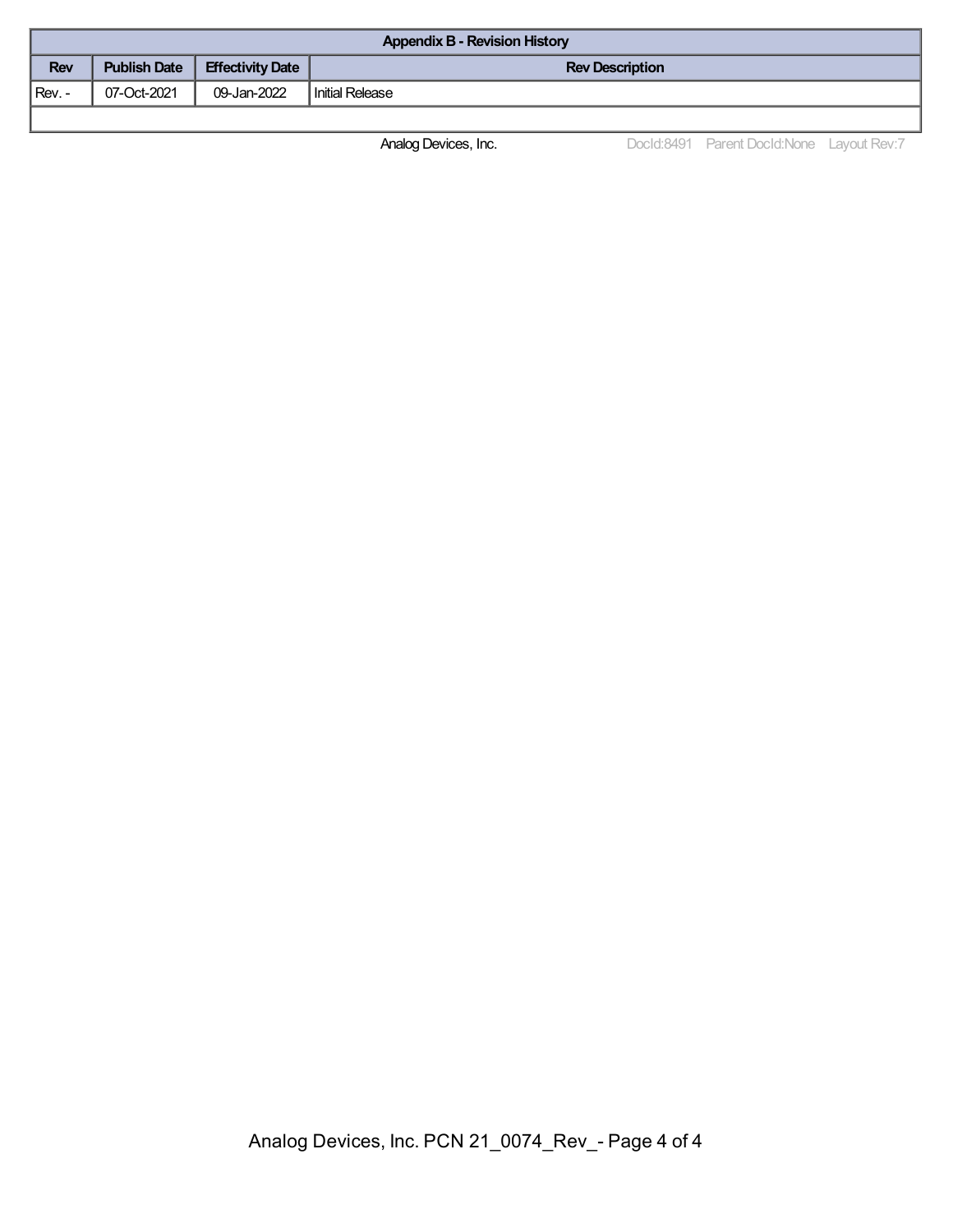| Appendix B - Revision History | | | |
|---|---|---|---|
| Rev | Publish Date | Effectivity Date | Rev Description |
| Rev. - | 07-Oct-2021 | 09-Jan-2022 | Initial Release |

Analog Devices, Inc.

DocId:8491 Parent DocId:None Layout Rev:7